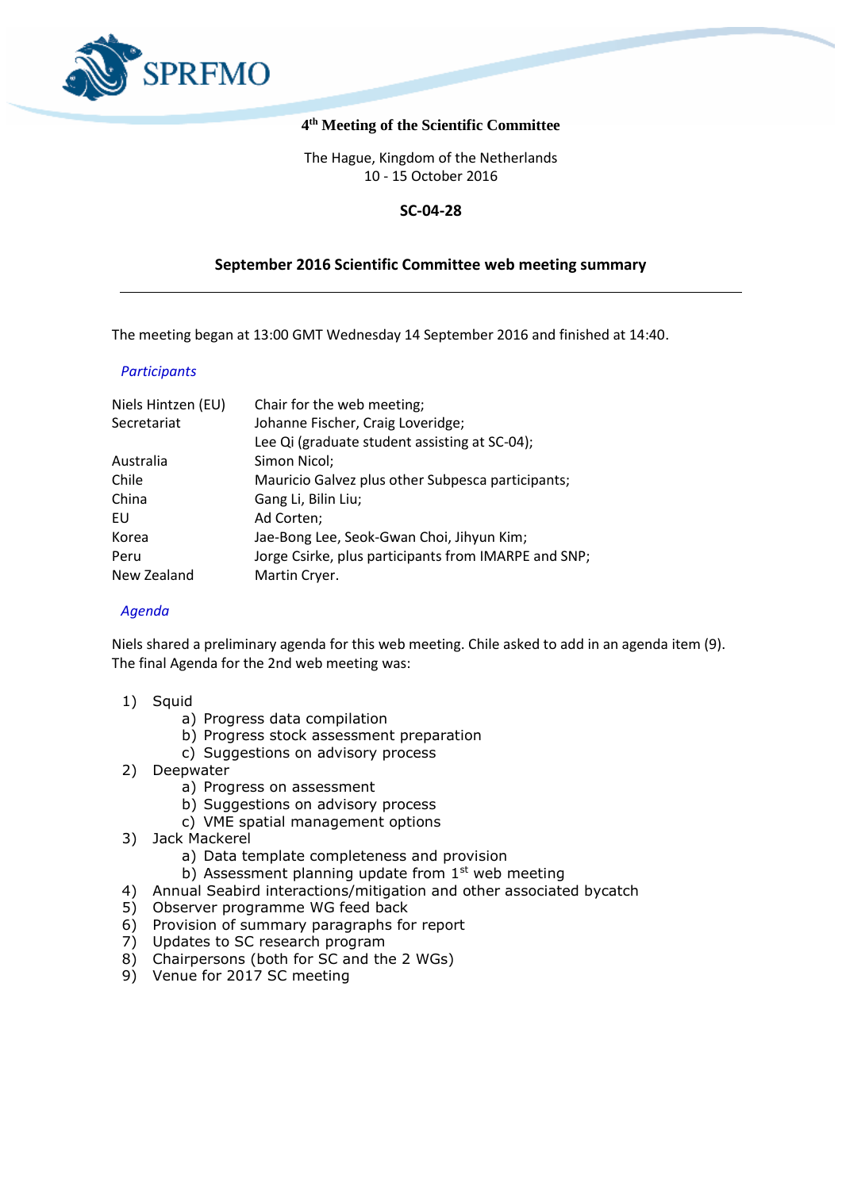SPRFMO

# 4th Meeting of the Scientific Committee

The Hague, Kingdom of the Netherlands
10 - 15 October 2016

**SC-04-28**

## September 2016 Scientific Committee web meeting summary

---

The meeting began at 13:00 GMT Wednesday 14 September 2016 and finished at 14:40.

### *Participants*

| | |
|---|---|
| Niels Hintzen (EU) | Chair for the web meeting; |
| Secretariat | Johanne Fischer, Craig Loveridge; |
| | Lee Qi (graduate student assisting at SC-04); |
| Australia | Simon Nicol; |
| Chile | Mauricio Galvez plus other Subpesca participants; |
| China | Gang Li, Bilin Liu; |
| EU | Ad Corten; |
| Korea | Jae-Bong Lee, Seok-Gwan Choi, Jihyun Kim; |
| Peru | Jorge Csirke, plus participants from IMARPE and SNP; |
| New Zealand | Martin Cryer. |

### *Agenda*

Niels shared a preliminary agenda for this web meeting. Chile asked to add in an agenda item (9). The final Agenda for the 2nd web meeting was:

1) Squid
   a) Progress data compilation
   b) Progress stock assessment preparation
   c) Suggestions on advisory process
2) Deepwater
   a) Progress on assessment
   b) Suggestions on advisory process
   c) VME spatial management options
3) Jack Mackerel
   a) Data template completeness and provision
   b) Assessment planning update from 1st web meeting
4) Annual Seabird interactions/mitigation and other associated bycatch
5) Observer programme WG feed back
6) Provision of summary paragraphs for report
7) Updates to SC research program
8) Chairpersons (both for SC and the 2 WGs)
9) Venue for 2017 SC meeting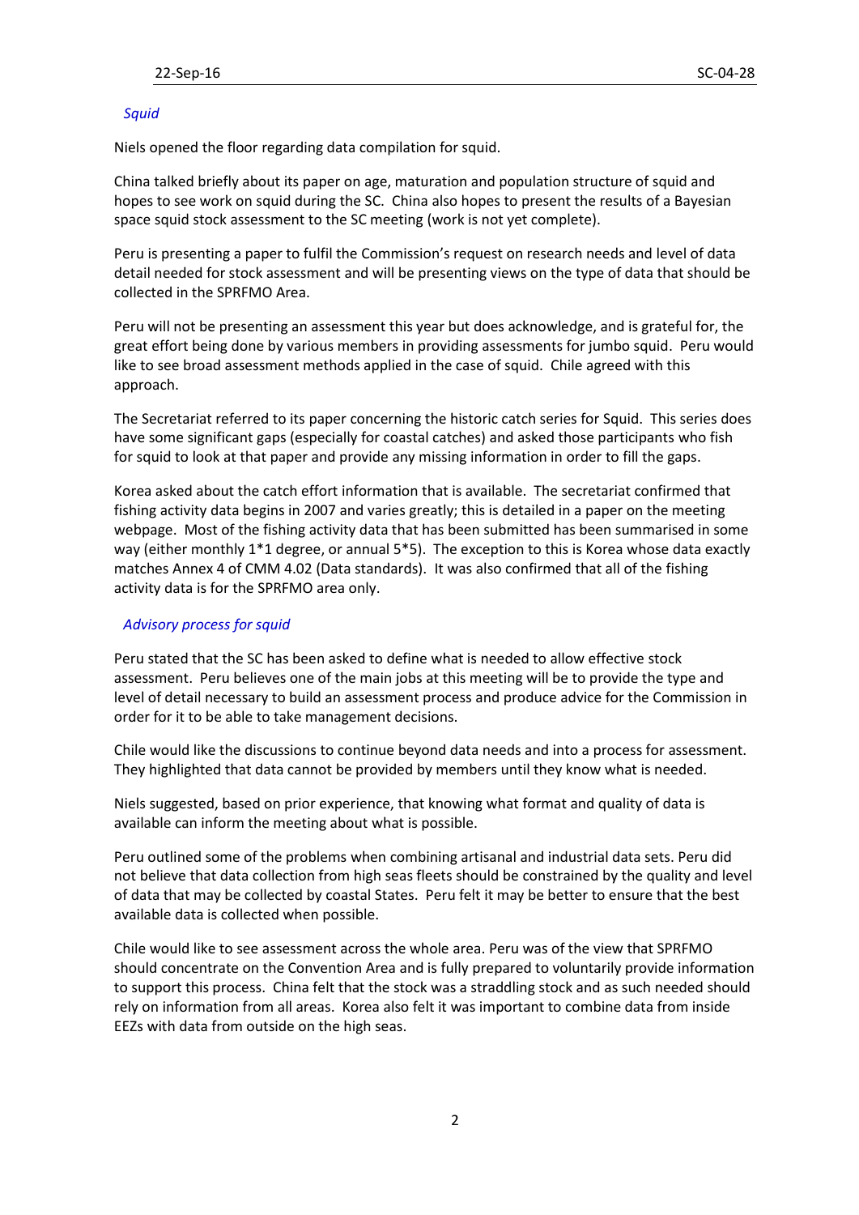*Squid*

Niels opened the floor regarding data compilation for squid.

China talked briefly about its paper on age, maturation and population structure of squid and hopes to see work on squid during the SC. China also hopes to present the results of a Bayesian space squid stock assessment to the SC meeting (work is not yet complete).

Peru is presenting a paper to fulfil the Commission's request on research needs and level of data detail needed for stock assessment and will be presenting views on the type of data that should be collected in the SPRFMO Area.

Peru will not be presenting an assessment this year but does acknowledge, and is grateful for, the great effort being done by various members in providing assessments for jumbo squid. Peru would like to see broad assessment methods applied in the case of squid. Chile agreed with this approach.

The Secretariat referred to its paper concerning the historic catch series for Squid. This series does have some significant gaps (especially for coastal catches) and asked those participants who fish for squid to look at that paper and provide any missing information in order to fill the gaps.

Korea asked about the catch effort information that is available. The secretariat confirmed that fishing activity data begins in 2007 and varies greatly; this is detailed in a paper on the meeting webpage. Most of the fishing activity data that has been submitted has been summarised in some way (either monthly 1*1 degree, or annual 5*5). The exception to this is Korea whose data exactly matches Annex 4 of CMM 4.02 (Data standards). It was also confirmed that all of the fishing activity data is for the SPRFMO area only.

*Advisory process for squid*

Peru stated that the SC has been asked to define what is needed to allow effective stock assessment. Peru believes one of the main jobs at this meeting will be to provide the type and level of detail necessary to build an assessment process and produce advice for the Commission in order for it to be able to take management decisions.

Chile would like the discussions to continue beyond data needs and into a process for assessment. They highlighted that data cannot be provided by members until they know what is needed.

Niels suggested, based on prior experience, that knowing what format and quality of data is available can inform the meeting about what is possible.

Peru outlined some of the problems when combining artisanal and industrial data sets. Peru did not believe that data collection from high seas fleets should be constrained by the quality and level of data that may be collected by coastal States. Peru felt it may be better to ensure that the best available data is collected when possible.

Chile would like to see assessment across the whole area. Peru was of the view that SPRFMO should concentrate on the Convention Area and is fully prepared to voluntarily provide information to support this process. China felt that the stock was a straddling stock and as such needed should rely on information from all areas. Korea also felt it was important to combine data from inside EEZs with data from outside on the high seas.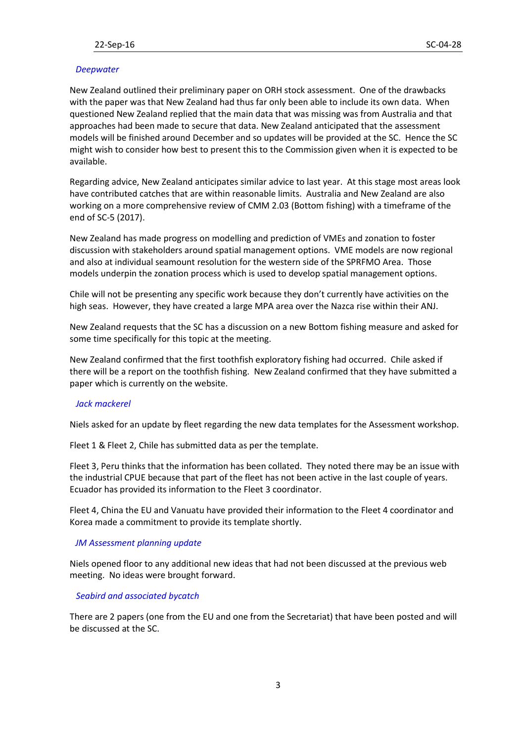*Deepwater*

New Zealand outlined their preliminary paper on ORH stock assessment. One of the drawbacks with the paper was that New Zealand had thus far only been able to include its own data. When questioned New Zealand replied that the main data that was missing was from Australia and that approaches had been made to secure that data. New Zealand anticipated that the assessment models will be finished around December and so updates will be provided at the SC. Hence the SC might wish to consider how best to present this to the Commission given when it is expected to be available.

Regarding advice, New Zealand anticipates similar advice to last year. At this stage most areas look have contributed catches that are within reasonable limits. Australia and New Zealand are also working on a more comprehensive review of CMM 2.03 (Bottom fishing) with a timeframe of the end of SC-5 (2017).

New Zealand has made progress on modelling and prediction of VMEs and zonation to foster discussion with stakeholders around spatial management options. VME models are now regional and also at individual seamount resolution for the western side of the SPRFMO Area. Those models underpin the zonation process which is used to develop spatial management options.

Chile will not be presenting any specific work because they don't currently have activities on the high seas. However, they have created a large MPA area over the Nazca rise within their ANJ.

New Zealand requests that the SC has a discussion on a new Bottom fishing measure and asked for some time specifically for this topic at the meeting.

New Zealand confirmed that the first toothfish exploratory fishing had occurred. Chile asked if there will be a report on the toothfish fishing. New Zealand confirmed that they have submitted a paper which is currently on the website.

*Jack mackerel*

Niels asked for an update by fleet regarding the new data templates for the Assessment workshop.

Fleet 1 & Fleet 2, Chile has submitted data as per the template.

Fleet 3, Peru thinks that the information has been collated. They noted there may be an issue with the industrial CPUE because that part of the fleet has not been active in the last couple of years. Ecuador has provided its information to the Fleet 3 coordinator.

Fleet 4, China the EU and Vanuatu have provided their information to the Fleet 4 coordinator and Korea made a commitment to provide its template shortly.

*JM Assessment planning update*

Niels opened floor to any additional new ideas that had not been discussed at the previous web meeting. No ideas were brought forward.

*Seabird and associated bycatch*

There are 2 papers (one from the EU and one from the Secretariat) that have been posted and will be discussed at the SC.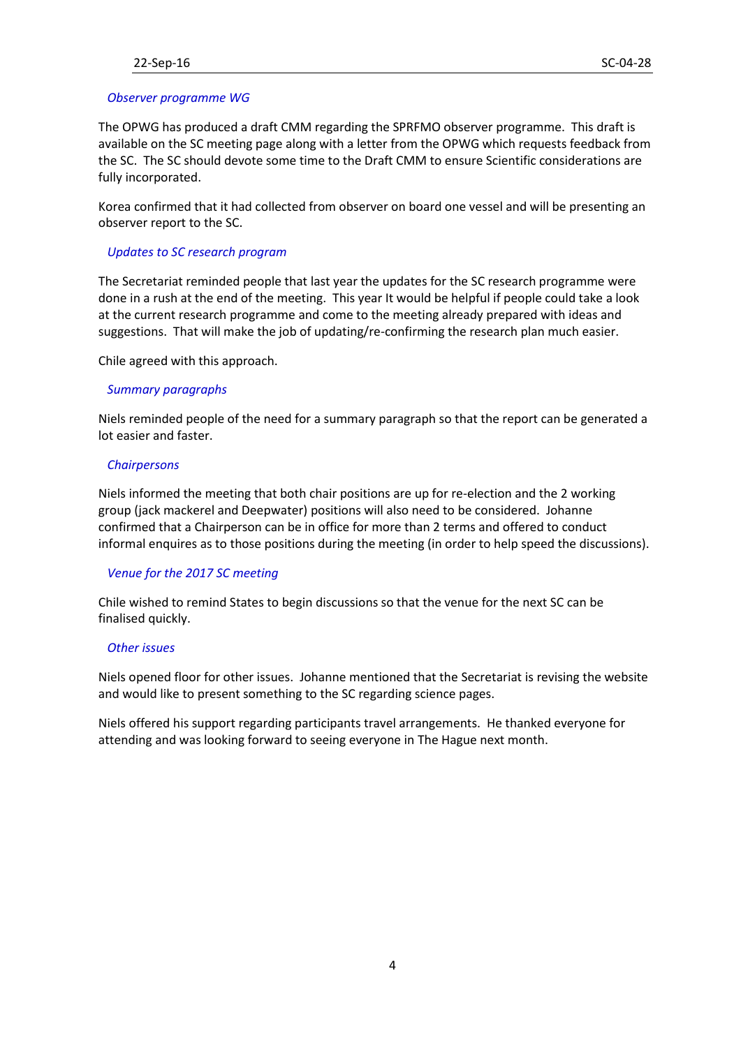### *Observer programme WG*

The OPWG has produced a draft CMM regarding the SPRFMO observer programme. This draft is available on the SC meeting page along with a letter from the OPWG which requests feedback from the SC. The SC should devote some time to the Draft CMM to ensure Scientific considerations are fully incorporated.

Korea confirmed that it had collected from observer on board one vessel and will be presenting an observer report to the SC.

### *Updates to SC research program*

The Secretariat reminded people that last year the updates for the SC research programme were done in a rush at the end of the meeting. This year It would be helpful if people could take a look at the current research programme and come to the meeting already prepared with ideas and suggestions. That will make the job of updating/re-confirming the research plan much easier.

Chile agreed with this approach.

### *Summary paragraphs*

Niels reminded people of the need for a summary paragraph so that the report can be generated a lot easier and faster.

### *Chairpersons*

Niels informed the meeting that both chair positions are up for re-election and the 2 working group (jack mackerel and Deepwater) positions will also need to be considered. Johanne confirmed that a Chairperson can be in office for more than 2 terms and offered to conduct informal enquires as to those positions during the meeting (in order to help speed the discussions).

### *Venue for the 2017 SC meeting*

Chile wished to remind States to begin discussions so that the venue for the next SC can be finalised quickly.

### *Other issues*

Niels opened floor for other issues. Johanne mentioned that the Secretariat is revising the website and would like to present something to the SC regarding science pages.

Niels offered his support regarding participants travel arrangements. He thanked everyone for attending and was looking forward to seeing everyone in The Hague next month.